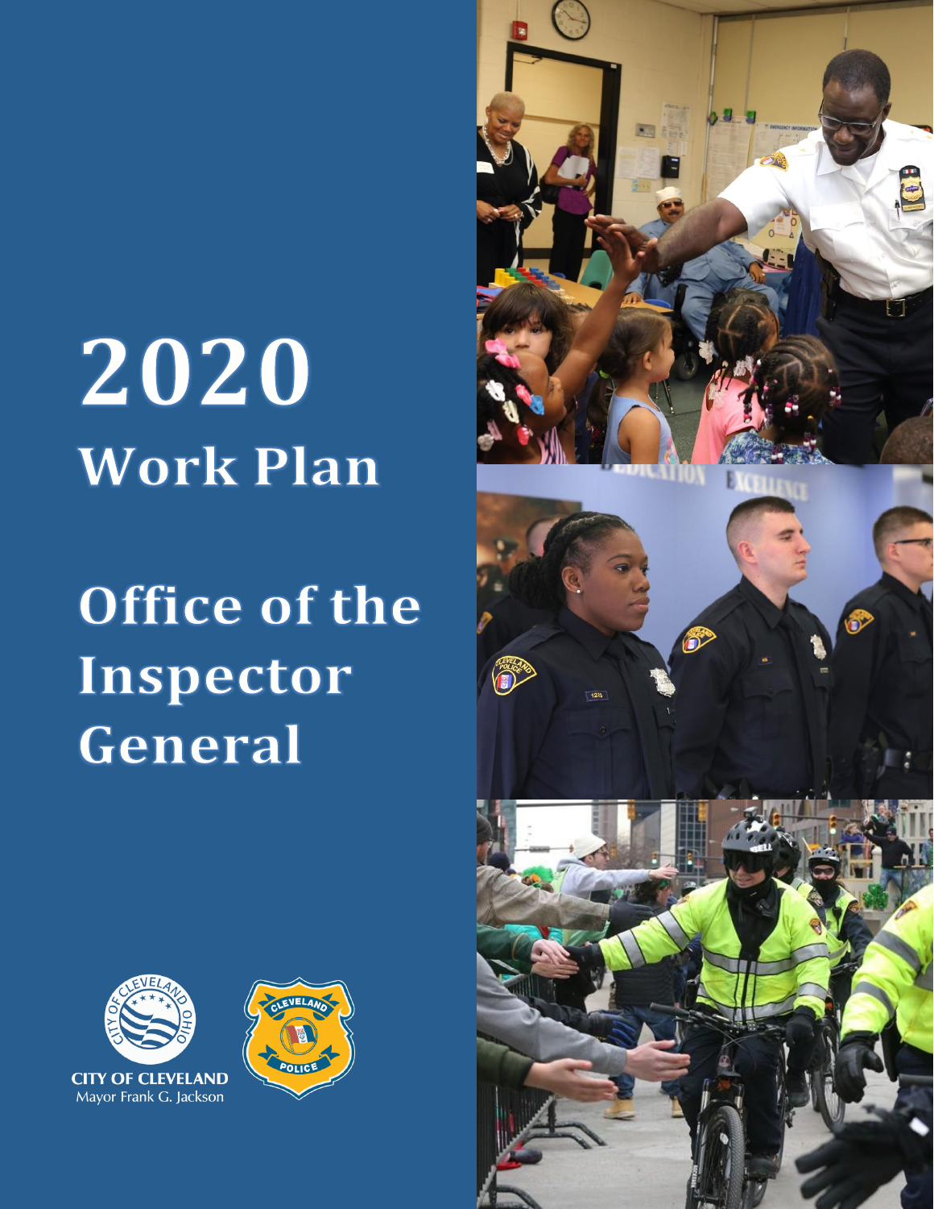# 2020 Work Plan

# Office of the Inspector General

CITY OF CLEVELAND
Mayor Frank G. Jackson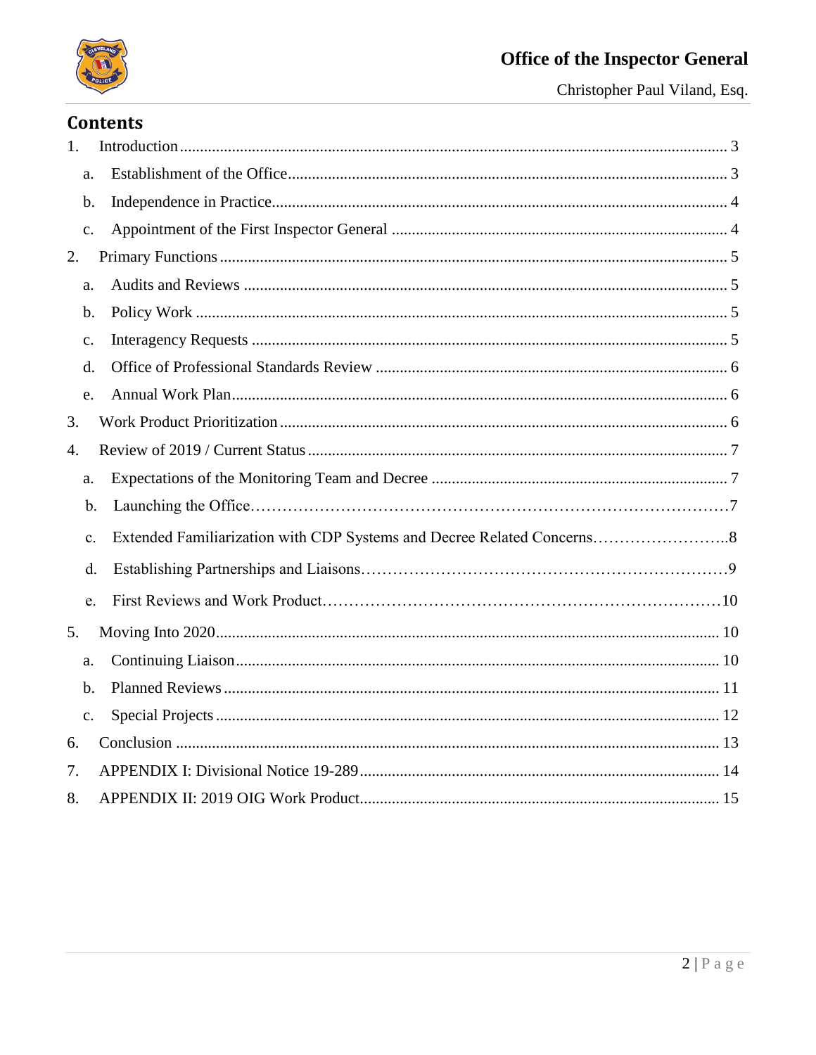# Contents

1. Introduction ........................................................ 3
   a. Establishment of the Office ........................................................ 3
   b. Independence in Practice ........................................................ 4
   c. Appointment of the First Inspector General ........................................................ 4
2. Primary Functions ........................................................ 5
   a. Audits and Reviews ........................................................ 5
   b. Policy Work ........................................................ 5
   c. Interagency Requests ........................................................ 5
   d. Office of Professional Standards Review ........................................................ 6
   e. Annual Work Plan ........................................................ 6
3. Work Product Prioritization ........................................................ 6
4. Review of 2019 / Current Status ........................................................ 7
   a. Expectations of the Monitoring Team and Decree ........................................................ 7
   b. Launching the Office ........................................................ 7
   c. Extended Familiarization with CDP Systems and Decree Related Concerns ........................................................ 8
   d. Establishing Partnerships and Liaisons ........................................................ 9
   e. First Reviews and Work Product ........................................................ 10
5. Moving Into 2020 ........................................................ 10
   a. Continuing Liaison ........................................................ 10
   b. Planned Reviews ........................................................ 11
   c. Special Projects ........................................................ 12
6. Conclusion ........................................................ 13
7. APPENDIX I: Divisional Notice 19-289 ........................................................ 14
8. APPENDIX II: 2019 OIG Work Product ........................................................ 15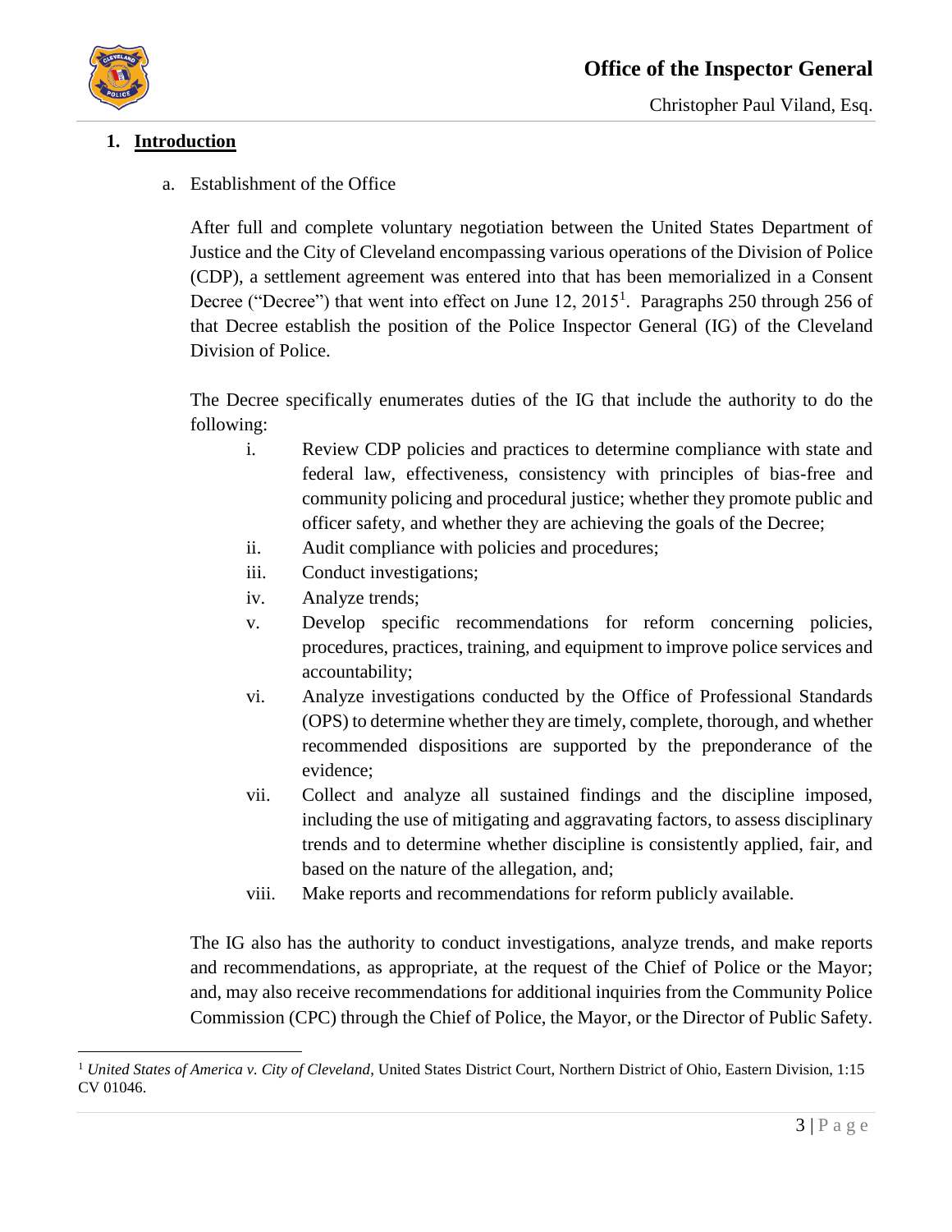## 1. Introduction

a. Establishment of the Office

After full and complete voluntary negotiation between the United States Department of Justice and the City of Cleveland encompassing various operations of the Division of Police (CDP), a settlement agreement was entered into that has been memorialized in a Consent Decree ("Decree") that went into effect on June 12, 2015[1]. Paragraphs 250 through 256 of that Decree establish the position of the Police Inspector General (IG) of the Cleveland Division of Police.

The Decree specifically enumerates duties of the IG that include the authority to do the following:

i. Review CDP policies and practices to determine compliance with state and federal law, effectiveness, consistency with principles of bias-free and community policing and procedural justice; whether they promote public and officer safety, and whether they are achieving the goals of the Decree;
ii. Audit compliance with policies and procedures;
iii. Conduct investigations;
iv. Analyze trends;
v. Develop specific recommendations for reform concerning policies, procedures, practices, training, and equipment to improve police services and accountability;
vi. Analyze investigations conducted by the Office of Professional Standards (OPS) to determine whether they are timely, complete, thorough, and whether recommended dispositions are supported by the preponderance of the evidence;
vii. Collect and analyze all sustained findings and the discipline imposed, including the use of mitigating and aggravating factors, to assess disciplinary trends and to determine whether discipline is consistently applied, fair, and based on the nature of the allegation, and;
viii. Make reports and recommendations for reform publicly available.

The IG also has the authority to conduct investigations, analyze trends, and make reports and recommendations, as appropriate, at the request of the Chief of Police or the Mayor; and, may also receive recommendations for additional inquiries from the Community Police Commission (CPC) through the Chief of Police, the Mayor, or the Director of Public Safety.

[1] *United States of America v. City of Cleveland*, United States District Court, Northern District of Ohio, Eastern Division, 1:15 CV 01046.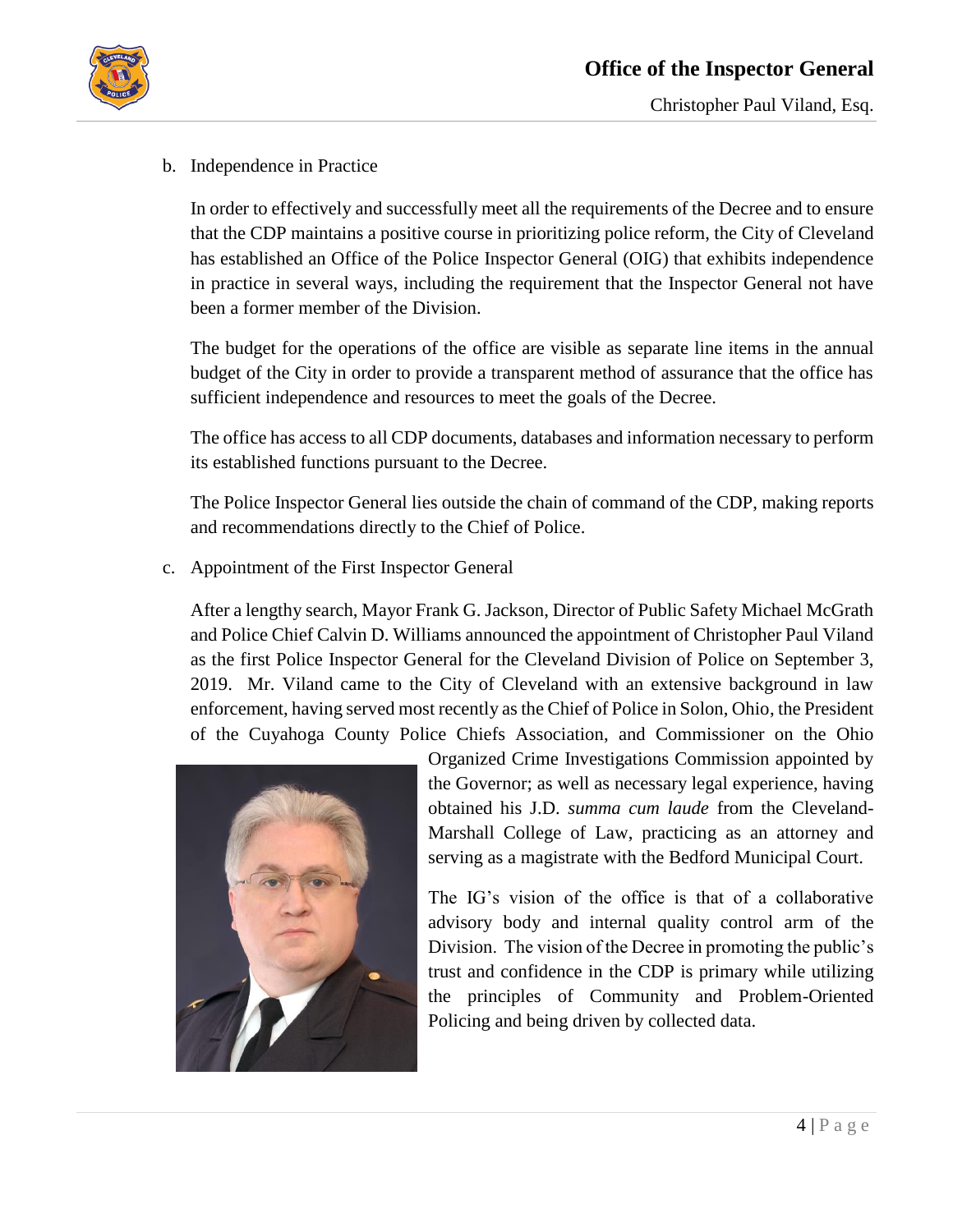b. Independence in Practice

In order to effectively and successfully meet all the requirements of the Decree and to ensure that the CDP maintains a positive course in prioritizing police reform, the City of Cleveland has established an Office of the Police Inspector General (OIG) that exhibits independence in practice in several ways, including the requirement that the Inspector General not have been a former member of the Division.

The budget for the operations of the office are visible as separate line items in the annual budget of the City in order to provide a transparent method of assurance that the office has sufficient independence and resources to meet the goals of the Decree.

The office has access to all CDP documents, databases and information necessary to perform its established functions pursuant to the Decree.

The Police Inspector General lies outside the chain of command of the CDP, making reports and recommendations directly to the Chief of Police.

c. Appointment of the First Inspector General

After a lengthy search, Mayor Frank G. Jackson, Director of Public Safety Michael McGrath and Police Chief Calvin D. Williams announced the appointment of Christopher Paul Viland as the first Police Inspector General for the Cleveland Division of Police on September 3, 2019. Mr. Viland came to the City of Cleveland with an extensive background in law enforcement, having served most recently as the Chief of Police in Solon, Ohio, the President of the Cuyahoga County Police Chiefs Association, and Commissioner on the Ohio Organized Crime Investigations Commission appointed by the Governor; as well as necessary legal experience, having obtained his J.D. *summa cum laude* from the Cleveland-Marshall College of Law, practicing as an attorney and serving as a magistrate with the Bedford Municipal Court.

The IG's vision of the office is that of a collaborative advisory body and internal quality control arm of the Division. The vision of the Decree in promoting the public's trust and confidence in the CDP is primary while utilizing the principles of Community and Problem-Oriented Policing and being driven by collected data.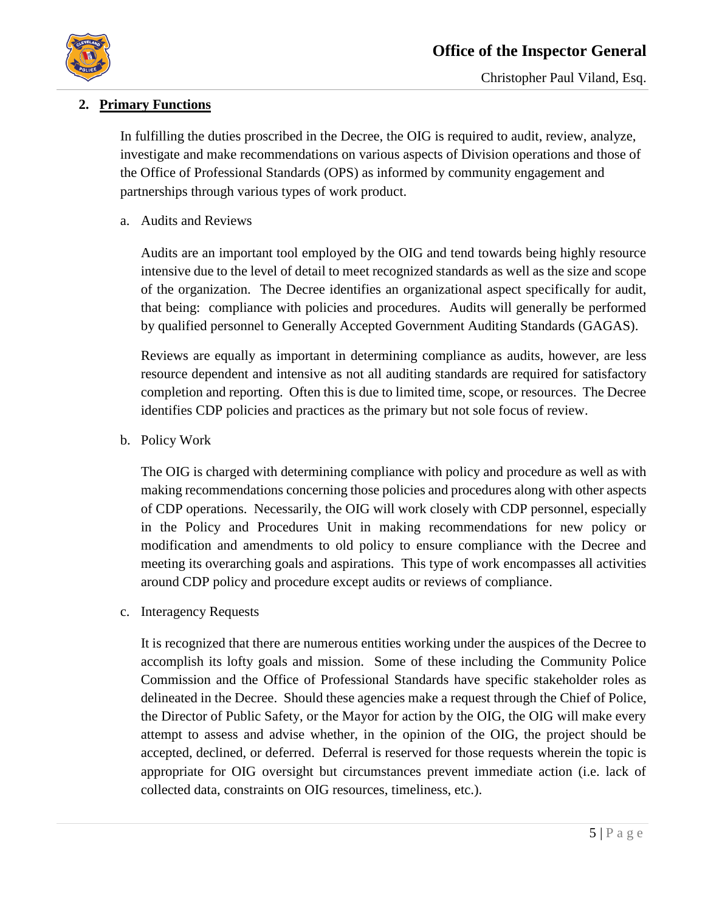## 2. Primary Functions

In fulfilling the duties proscribed in the Decree, the OIG is required to audit, review, analyze, investigate and make recommendations on various aspects of Division operations and those of the Office of Professional Standards (OPS) as informed by community engagement and partnerships through various types of work product.

a. Audits and Reviews

Audits are an important tool employed by the OIG and tend towards being highly resource intensive due to the level of detail to meet recognized standards as well as the size and scope of the organization. The Decree identifies an organizational aspect specifically for audit, that being: compliance with policies and procedures. Audits will generally be performed by qualified personnel to Generally Accepted Government Auditing Standards (GAGAS).

Reviews are equally as important in determining compliance as audits, however, are less resource dependent and intensive as not all auditing standards are required for satisfactory completion and reporting. Often this is due to limited time, scope, or resources. The Decree identifies CDP policies and practices as the primary but not sole focus of review.

b. Policy Work

The OIG is charged with determining compliance with policy and procedure as well as with making recommendations concerning those policies and procedures along with other aspects of CDP operations. Necessarily, the OIG will work closely with CDP personnel, especially in the Policy and Procedures Unit in making recommendations for new policy or modification and amendments to old policy to ensure compliance with the Decree and meeting its overarching goals and aspirations. This type of work encompasses all activities around CDP policy and procedure except audits or reviews of compliance.

c. Interagency Requests

It is recognized that there are numerous entities working under the auspices of the Decree to accomplish its lofty goals and mission. Some of these including the Community Police Commission and the Office of Professional Standards have specific stakeholder roles as delineated in the Decree. Should these agencies make a request through the Chief of Police, the Director of Public Safety, or the Mayor for action by the OIG, the OIG will make every attempt to assess and advise whether, in the opinion of the OIG, the project should be accepted, declined, or deferred. Deferral is reserved for those requests wherein the topic is appropriate for OIG oversight but circumstances prevent immediate action (i.e. lack of collected data, constraints on OIG resources, timeliness, etc.).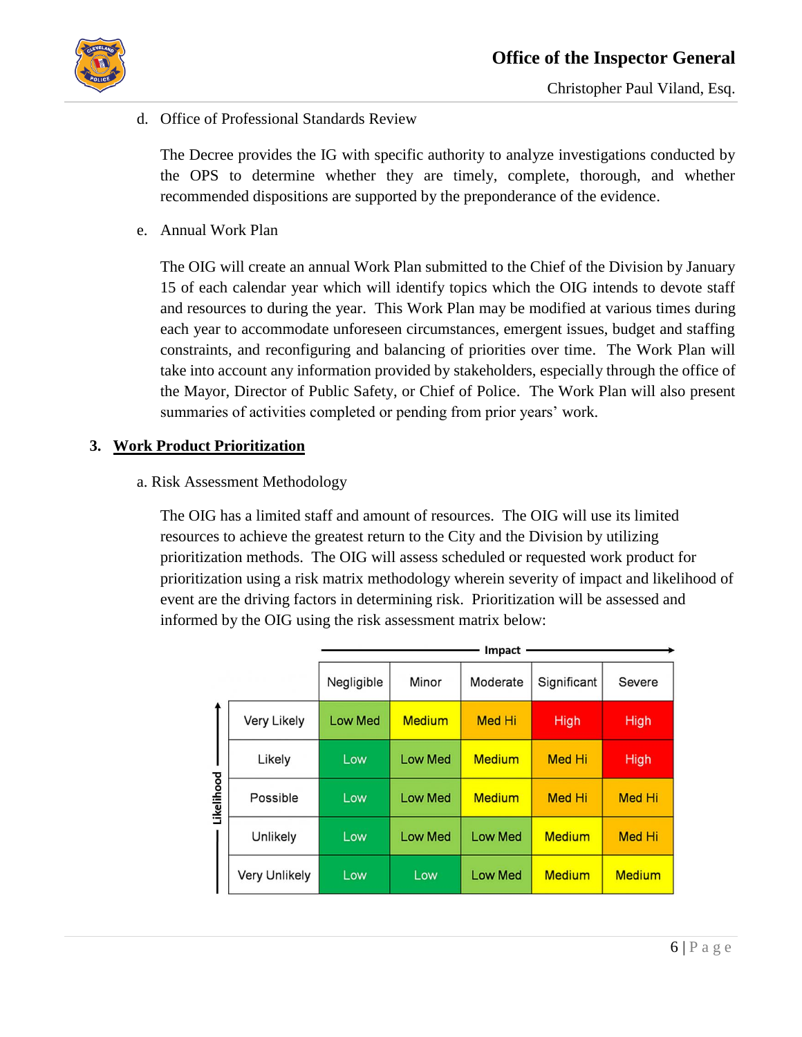d. Office of Professional Standards Review

The Decree provides the IG with specific authority to analyze investigations conducted by the OPS to determine whether they are timely, complete, thorough, and whether recommended dispositions are supported by the preponderance of the evidence.

e. Annual Work Plan

The OIG will create an annual Work Plan submitted to the Chief of the Division by January 15 of each calendar year which will identify topics which the OIG intends to devote staff and resources to during the year. This Work Plan may be modified at various times during each year to accommodate unforeseen circumstances, emergent issues, budget and staffing constraints, and reconfiguring and balancing of priorities over time. The Work Plan will take into account any information provided by stakeholders, especially through the office of the Mayor, Director of Public Safety, or Chief of Police. The Work Plan will also present summaries of activities completed or pending from prior years' work.

## 3. Work Product Prioritization

a. Risk Assessment Methodology

The OIG has a limited staff and amount of resources. The OIG will use its limited resources to achieve the greatest return to the City and the Division by utilizing prioritization methods. The OIG will assess scheduled or requested work product for prioritization using a risk matrix methodology wherein severity of impact and likelihood of event are the driving factors in determining risk. Prioritization will be assessed and informed by the OIG using the risk assessment matrix below:

| Likelihood \ Impact | Negligible | Minor | Moderate | Significant | Severe |
|---|---|---|---|---|---|
| Very Likely | Low Med | Medium | Med Hi | High | High |
| Likely | Low | Low Med | Medium | Med Hi | High |
| Possible | Low | Low Med | Medium | Med Hi | Med Hi |
| Unlikely | Low | Low Med | Low Med | Medium | Med Hi |
| Very Unlikely | Low | Low | Low Med | Medium | Medium |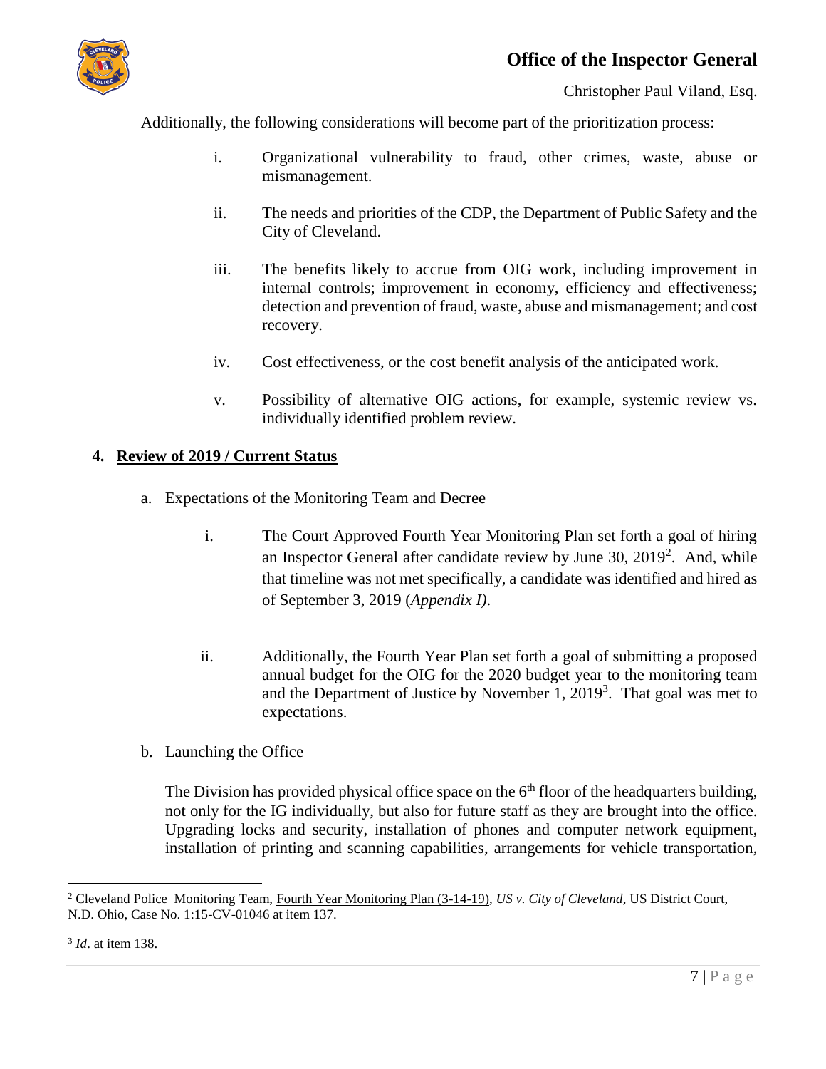Additionally, the following considerations will become part of the prioritization process:

i. Organizational vulnerability to fraud, other crimes, waste, abuse or mismanagement.

ii. The needs and priorities of the CDP, the Department of Public Safety and the City of Cleveland.

iii. The benefits likely to accrue from OIG work, including improvement in internal controls; improvement in economy, efficiency and effectiveness; detection and prevention of fraud, waste, abuse and mismanagement; and cost recovery.

iv. Cost effectiveness, or the cost benefit analysis of the anticipated work.

v. Possibility of alternative OIG actions, for example, systemic review vs. individually identified problem review.

## 4. Review of 2019 / Current Status

a. Expectations of the Monitoring Team and Decree

i. The Court Approved Fourth Year Monitoring Plan set forth a goal of hiring an Inspector General after candidate review by June 30, 2019[2]. And, while that timeline was not met specifically, a candidate was identified and hired as of September 3, 2019 (*Appendix I)*.

ii. Additionally, the Fourth Year Plan set forth a goal of submitting a proposed annual budget for the OIG for the 2020 budget year to the monitoring team and the Department of Justice by November 1, 2019[3]. That goal was met to expectations.

b. Launching the Office

The Division has provided physical office space on the 6th floor of the headquarters building, not only for the IG individually, but also for future staff as they are brought into the office. Upgrading locks and security, installation of phones and computer network equipment, installation of printing and scanning capabilities, arrangements for vehicle transportation,

---

[2] Cleveland Police Monitoring Team, Fourth Year Monitoring Plan (3-14-19), *US v. City of Cleveland*, US District Court, N.D. Ohio, Case No. 1:15-CV-01046 at item 137.

[3] *Id*. at item 138.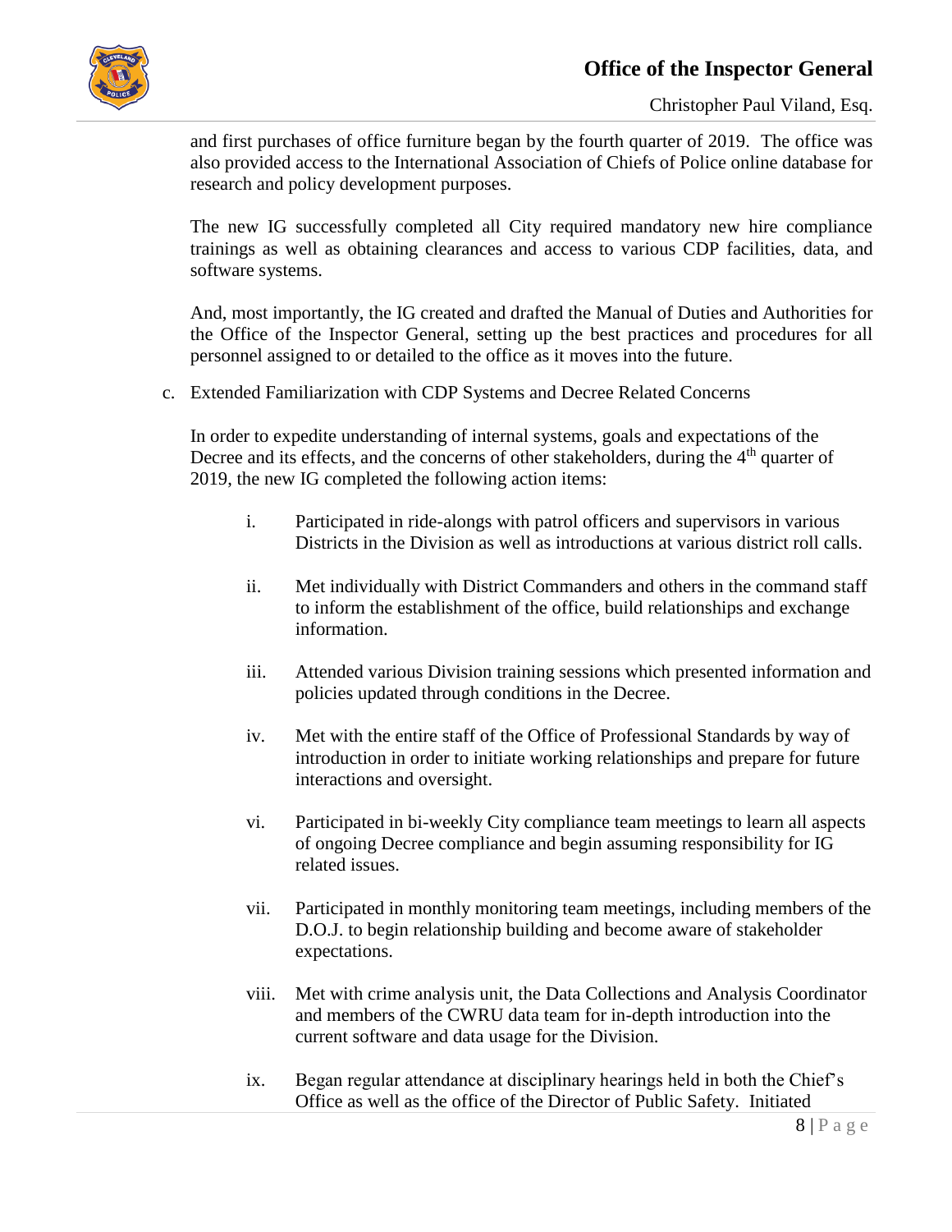and first purchases of office furniture began by the fourth quarter of 2019. The office was also provided access to the International Association of Chiefs of Police online database for research and policy development purposes.

The new IG successfully completed all City required mandatory new hire compliance trainings as well as obtaining clearances and access to various CDP facilities, data, and software systems.

And, most importantly, the IG created and drafted the Manual of Duties and Authorities for the Office of the Inspector General, setting up the best practices and procedures for all personnel assigned to or detailed to the office as it moves into the future.

c. Extended Familiarization with CDP Systems and Decree Related Concerns

In order to expedite understanding of internal systems, goals and expectations of the Decree and its effects, and the concerns of other stakeholders, during the 4th quarter of 2019, the new IG completed the following action items:

i. Participated in ride-alongs with patrol officers and supervisors in various Districts in the Division as well as introductions at various district roll calls.

ii. Met individually with District Commanders and others in the command staff to inform the establishment of the office, build relationships and exchange information.

iii. Attended various Division training sessions which presented information and policies updated through conditions in the Decree.

iv. Met with the entire staff of the Office of Professional Standards by way of introduction in order to initiate working relationships and prepare for future interactions and oversight.

vi. Participated in bi-weekly City compliance team meetings to learn all aspects of ongoing Decree compliance and begin assuming responsibility for IG related issues.

vii. Participated in monthly monitoring team meetings, including members of the D.O.J. to begin relationship building and become aware of stakeholder expectations.

viii. Met with crime analysis unit, the Data Collections and Analysis Coordinator and members of the CWRU data team for in-depth introduction into the current software and data usage for the Division.

ix. Began regular attendance at disciplinary hearings held in both the Chief's Office as well as the office of the Director of Public Safety. Initiated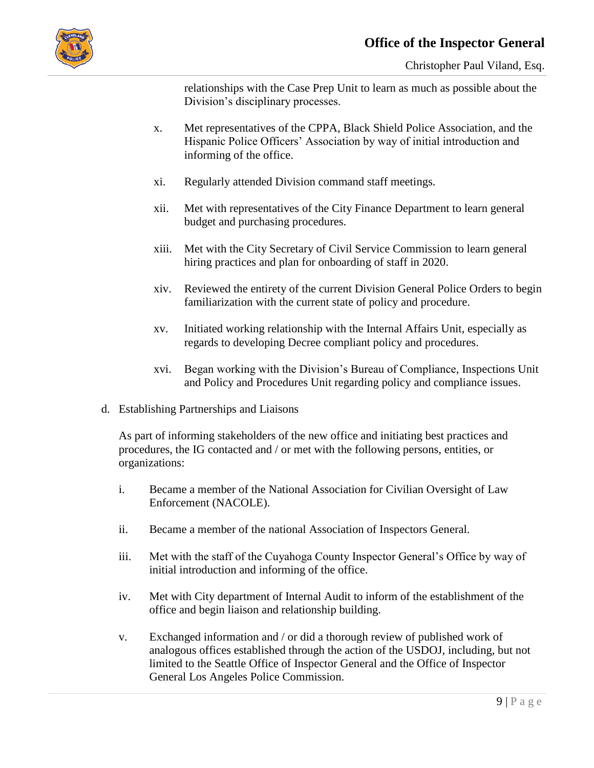relationships with the Case Prep Unit to learn as much as possible about the Division's disciplinary processes.

x. Met representatives of the CPPA, Black Shield Police Association, and the Hispanic Police Officers' Association by way of initial introduction and informing of the office.

xi. Regularly attended Division command staff meetings.

xii. Met with representatives of the City Finance Department to learn general budget and purchasing procedures.

xiii. Met with the City Secretary of Civil Service Commission to learn general hiring practices and plan for onboarding of staff in 2020.

xiv. Reviewed the entirety of the current Division General Police Orders to begin familiarization with the current state of policy and procedure.

xv. Initiated working relationship with the Internal Affairs Unit, especially as regards to developing Decree compliant policy and procedures.

xvi. Began working with the Division's Bureau of Compliance, Inspections Unit and Policy and Procedures Unit regarding policy and compliance issues.

d. Establishing Partnerships and Liaisons

As part of informing stakeholders of the new office and initiating best practices and procedures, the IG contacted and / or met with the following persons, entities, or organizations:

i. Became a member of the National Association for Civilian Oversight of Law Enforcement (NACOLE).

ii. Became a member of the national Association of Inspectors General.

iii. Met with the staff of the Cuyahoga County Inspector General's Office by way of initial introduction and informing of the office.

iv. Met with City department of Internal Audit to inform of the establishment of the office and begin liaison and relationship building.

v. Exchanged information and / or did a thorough review of published work of analogous offices established through the action of the USDOJ, including, but not limited to the Seattle Office of Inspector General and the Office of Inspector General Los Angeles Police Commission.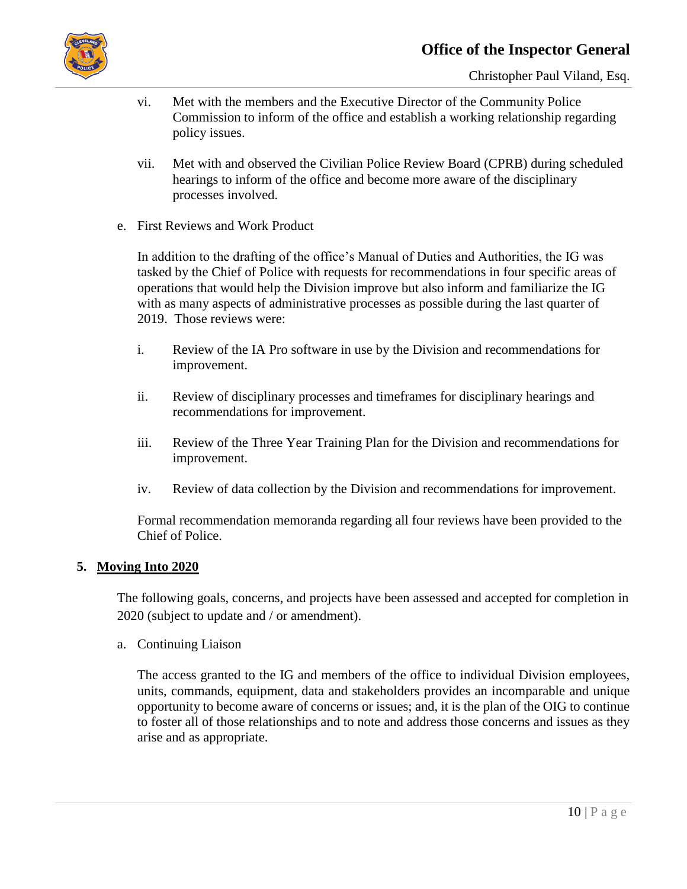vi. Met with the members and the Executive Director of the Community Police Commission to inform of the office and establish a working relationship regarding policy issues.

vii. Met with and observed the Civilian Police Review Board (CPRB) during scheduled hearings to inform of the office and become more aware of the disciplinary processes involved.

e. First Reviews and Work Product

In addition to the drafting of the office's Manual of Duties and Authorities, the IG was tasked by the Chief of Police with requests for recommendations in four specific areas of operations that would help the Division improve but also inform and familiarize the IG with as many aspects of administrative processes as possible during the last quarter of 2019. Those reviews were:

i. Review of the IA Pro software in use by the Division and recommendations for improvement.

ii. Review of disciplinary processes and timeframes for disciplinary hearings and recommendations for improvement.

iii. Review of the Three Year Training Plan for the Division and recommendations for improvement.

iv. Review of data collection by the Division and recommendations for improvement.

Formal recommendation memoranda regarding all four reviews have been provided to the Chief of Police.

## 5. Moving Into 2020

The following goals, concerns, and projects have been assessed and accepted for completion in 2020 (subject to update and / or amendment).

a. Continuing Liaison

The access granted to the IG and members of the office to individual Division employees, units, commands, equipment, data and stakeholders provides an incomparable and unique opportunity to become aware of concerns or issues; and, it is the plan of the OIG to continue to foster all of those relationships and to note and address those concerns and issues as they arise and as appropriate.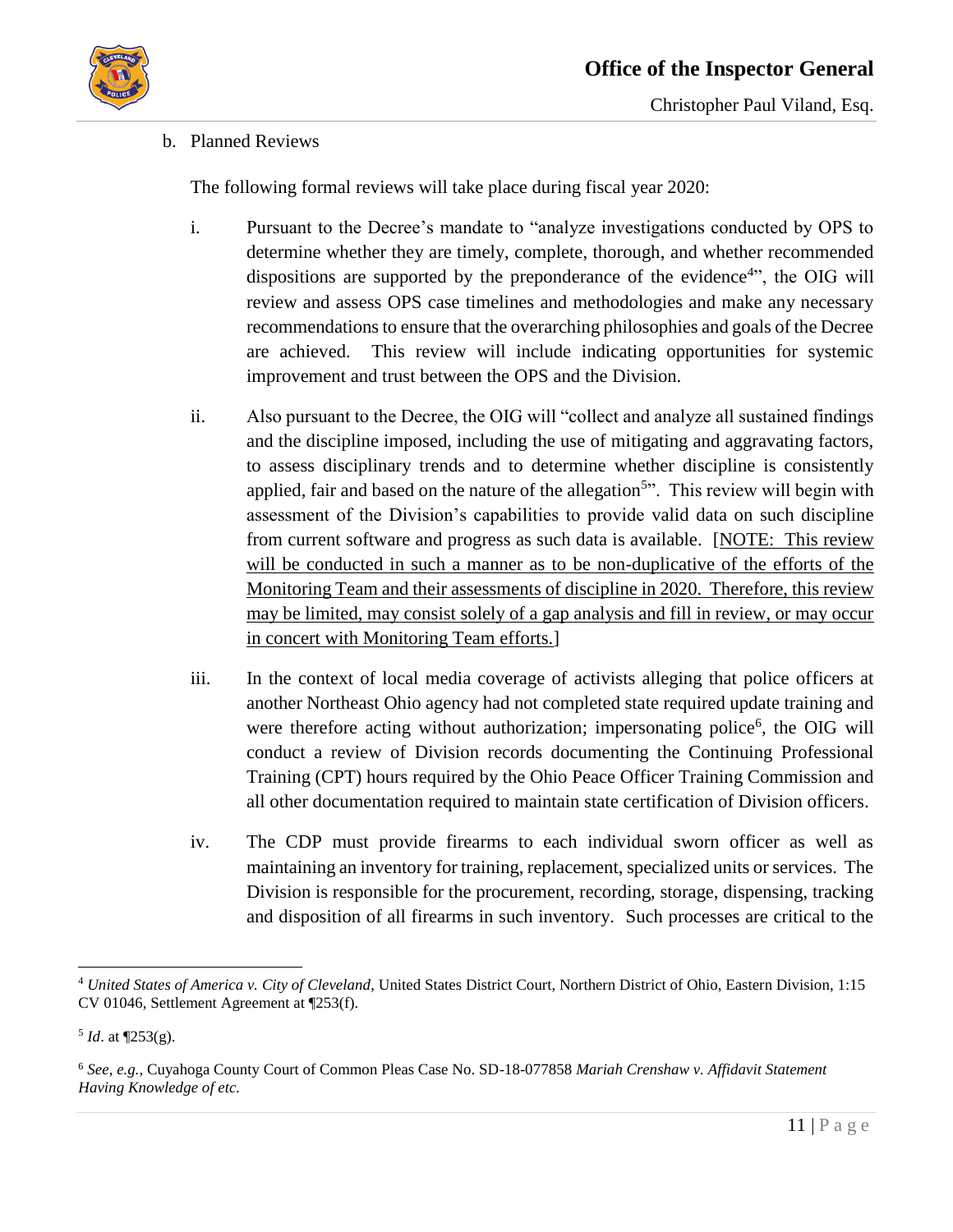b. Planned Reviews

The following formal reviews will take place during fiscal year 2020:

i. Pursuant to the Decree's mandate to "analyze investigations conducted by OPS to determine whether they are timely, complete, thorough, and whether recommended dispositions are supported by the preponderance of the evidence[4]", the OIG will review and assess OPS case timelines and methodologies and make any necessary recommendations to ensure that the overarching philosophies and goals of the Decree are achieved. This review will include indicating opportunities for systemic improvement and trust between the OPS and the Division.

ii. Also pursuant to the Decree, the OIG will "collect and analyze all sustained findings and the discipline imposed, including the use of mitigating and aggravating factors, to assess disciplinary trends and to determine whether discipline is consistently applied, fair and based on the nature of the allegation[5]". This review will begin with assessment of the Division's capabilities to provide valid data on such discipline from current software and progress as such data is available. [<u>NOTE: This review will be conducted in such a manner as to be non-duplicative of the efforts of the Monitoring Team and their assessments of discipline in 2020. Therefore, this review may be limited, may consist solely of a gap analysis and fill in review, or may occur in concert with Monitoring Team efforts.</u>]

iii. In the context of local media coverage of activists alleging that police officers at another Northeast Ohio agency had not completed state required update training and were therefore acting without authorization; impersonating police[6], the OIG will conduct a review of Division records documenting the Continuing Professional Training (CPT) hours required by the Ohio Peace Officer Training Commission and all other documentation required to maintain state certification of Division officers.

iv. The CDP must provide firearms to each individual sworn officer as well as maintaining an inventory for training, replacement, specialized units or services. The Division is responsible for the procurement, recording, storage, dispensing, tracking and disposition of all firearms in such inventory. Such processes are critical to the

---

[4] *United States of America v. City of Cleveland*, United States District Court, Northern District of Ohio, Eastern Division, 1:15 CV 01046, Settlement Agreement at ¶253(f).

[5] *Id*. at ¶253(g).

[6] *See, e.g.*, Cuyahoga County Court of Common Pleas Case No. SD-18-077858 *Mariah Crenshaw v. Affidavit Statement Having Knowledge of etc.*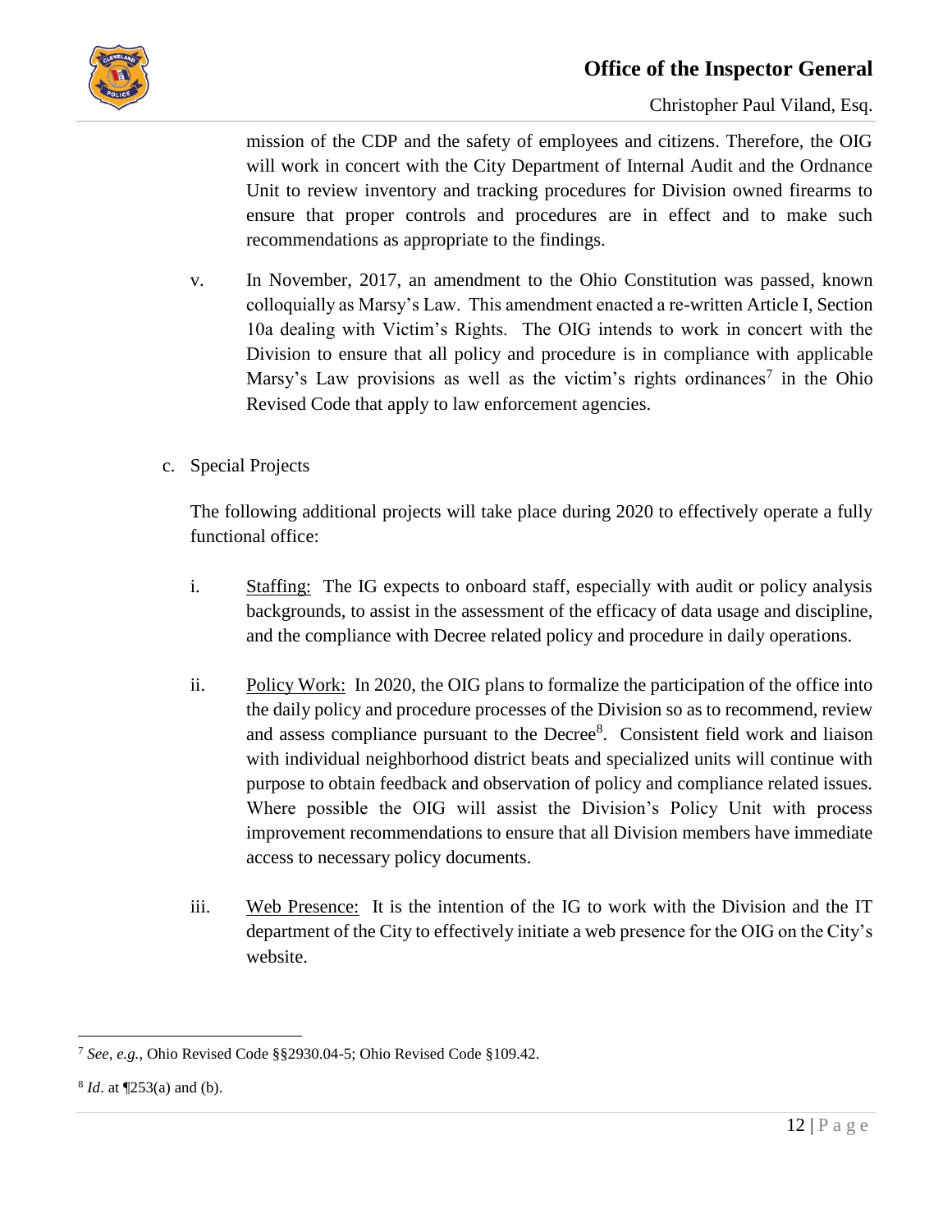mission of the CDP and the safety of employees and citizens. Therefore, the OIG will work in concert with the City Department of Internal Audit and the Ordnance Unit to review inventory and tracking procedures for Division owned firearms to ensure that proper controls and procedures are in effect and to make such recommendations as appropriate to the findings.

v. In November, 2017, an amendment to the Ohio Constitution was passed, known colloquially as Marsy's Law. This amendment enacted a re-written Article I, Section 10a dealing with Victim's Rights. The OIG intends to work in concert with the Division to ensure that all policy and procedure is in compliance with applicable Marsy's Law provisions as well as the victim's rights ordinances[7] in the Ohio Revised Code that apply to law enforcement agencies.

c. Special Projects

The following additional projects will take place during 2020 to effectively operate a fully functional office:

i. Staffing: The IG expects to onboard staff, especially with audit or policy analysis backgrounds, to assist in the assessment of the efficacy of data usage and discipline, and the compliance with Decree related policy and procedure in daily operations.

ii. Policy Work: In 2020, the OIG plans to formalize the participation of the office into the daily policy and procedure processes of the Division so as to recommend, review and assess compliance pursuant to the Decree[8]. Consistent field work and liaison with individual neighborhood district beats and specialized units will continue with purpose to obtain feedback and observation of policy and compliance related issues. Where possible the OIG will assist the Division's Policy Unit with process improvement recommendations to ensure that all Division members have immediate access to necessary policy documents.

iii. Web Presence: It is the intention of the IG to work with the Division and the IT department of the City to effectively initiate a web presence for the OIG on the City's website.

---

[7] *See, e.g.*, Ohio Revised Code §§2930.04-5; Ohio Revised Code §109.42.

[8] *Id*. at ¶253(a) and (b).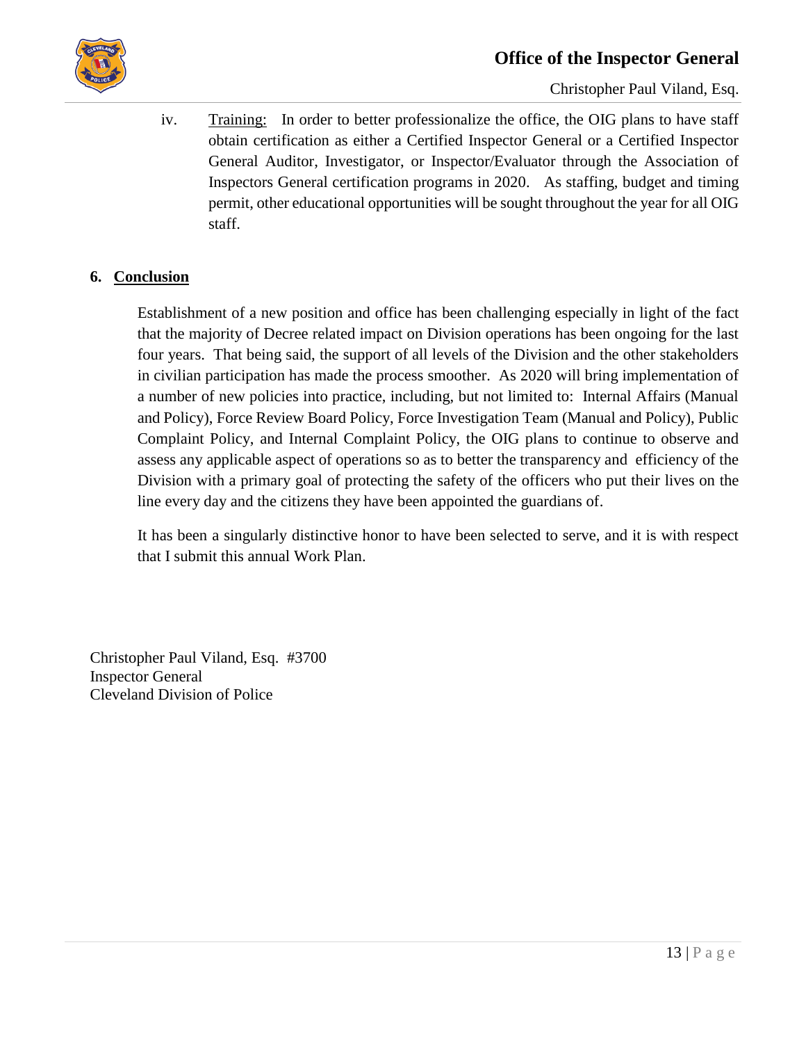iv. Training: In order to better professionalize the office, the OIG plans to have staff obtain certification as either a Certified Inspector General or a Certified Inspector General Auditor, Investigator, or Inspector/Evaluator through the Association of Inspectors General certification programs in 2020. As staffing, budget and timing permit, other educational opportunities will be sought throughout the year for all OIG staff.

## 6. Conclusion

Establishment of a new position and office has been challenging especially in light of the fact that the majority of Decree related impact on Division operations has been ongoing for the last four years. That being said, the support of all levels of the Division and the other stakeholders in civilian participation has made the process smoother. As 2020 will bring implementation of a number of new policies into practice, including, but not limited to: Internal Affairs (Manual and Policy), Force Review Board Policy, Force Investigation Team (Manual and Policy), Public Complaint Policy, and Internal Complaint Policy, the OIG plans to continue to observe and assess any applicable aspect of operations so as to better the transparency and efficiency of the Division with a primary goal of protecting the safety of the officers who put their lives on the line every day and the citizens they have been appointed the guardians of.

It has been a singularly distinctive honor to have been selected to serve, and it is with respect that I submit this annual Work Plan.

Christopher Paul Viland, Esq. #3700
Inspector General
Cleveland Division of Police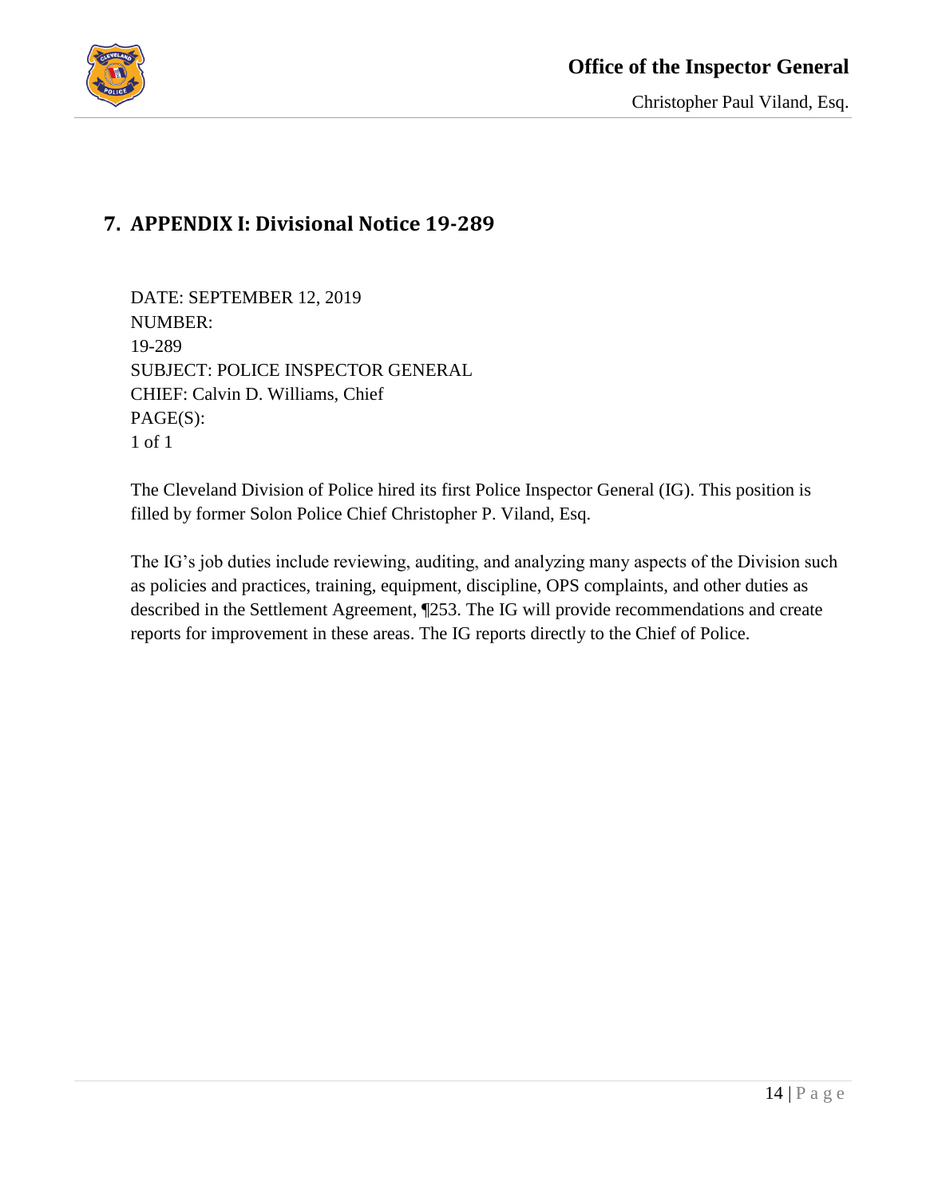## 7. APPENDIX I: Divisional Notice 19-289

DATE: SEPTEMBER 12, 2019
NUMBER:
19-289
SUBJECT: POLICE INSPECTOR GENERAL
CHIEF: Calvin D. Williams, Chief
PAGE(S):
1 of 1

The Cleveland Division of Police hired its first Police Inspector General (IG). This position is filled by former Solon Police Chief Christopher P. Viland, Esq.

The IG's job duties include reviewing, auditing, and analyzing many aspects of the Division such as policies and practices, training, equipment, discipline, OPS complaints, and other duties as described in the Settlement Agreement, ¶253. The IG will provide recommendations and create reports for improvement in these areas. The IG reports directly to the Chief of Police.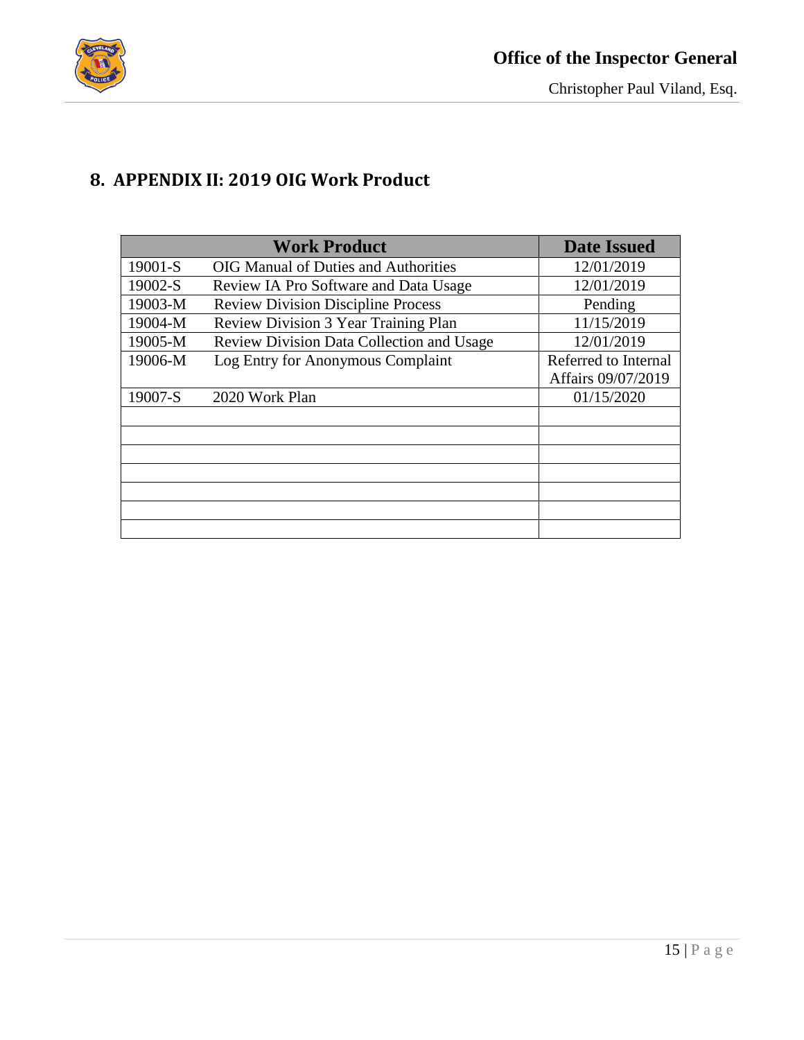## 8. APPENDIX II: 2019 OIG Work Product

| Work Product | | Date Issued |
|---|---|---|
| 19001-S | OIG Manual of Duties and Authorities | 12/01/2019 |
| 19002-S | Review IA Pro Software and Data Usage | 12/01/2019 |
| 19003-M | Review Division Discipline Process | Pending |
| 19004-M | Review Division 3 Year Training Plan | 11/15/2019 |
| 19005-M | Review Division Data Collection and Usage | 12/01/2019 |
| 19006-M | Log Entry for Anonymous Complaint | Referred to Internal Affairs 09/07/2019 |
| 19007-S | 2020 Work Plan | 01/15/2020 |
| | | |
| | | |
| | | |
| | | |
| | | |
| | | |
| | | |